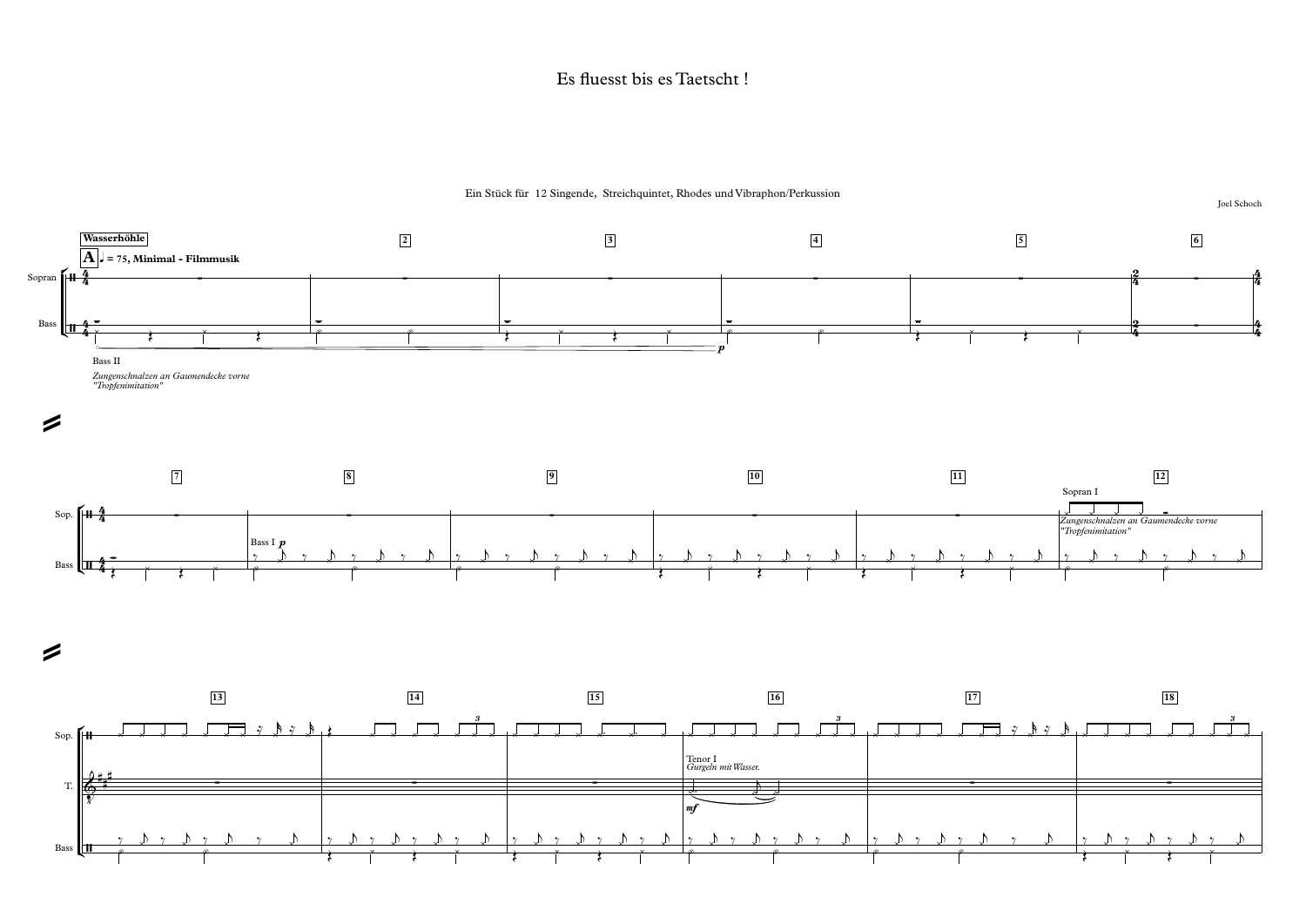# Es fluesst bis es Taetscht !

Ein Stück für 12 Singende, Streichquintet, Rhodes und Vibraphon/Perkussion

Joel Schoch

**Wasserhöhle**

**A** ♩ = 75, **Minimal - Filmmusik**

Sopran

Bass

Bass II

*Zungenschnalzen an Gaumendecke vorne "Tropfenimitation"*

*p*

Sop.

Bass

Bass I *p*

Sopran I

*Zungenschnalzen an Gaumendecke vorne "Tropfenimitation"*

Sop.

T.

Bass

Tenor I

*Gurgeln mit Wasser.*

*mf*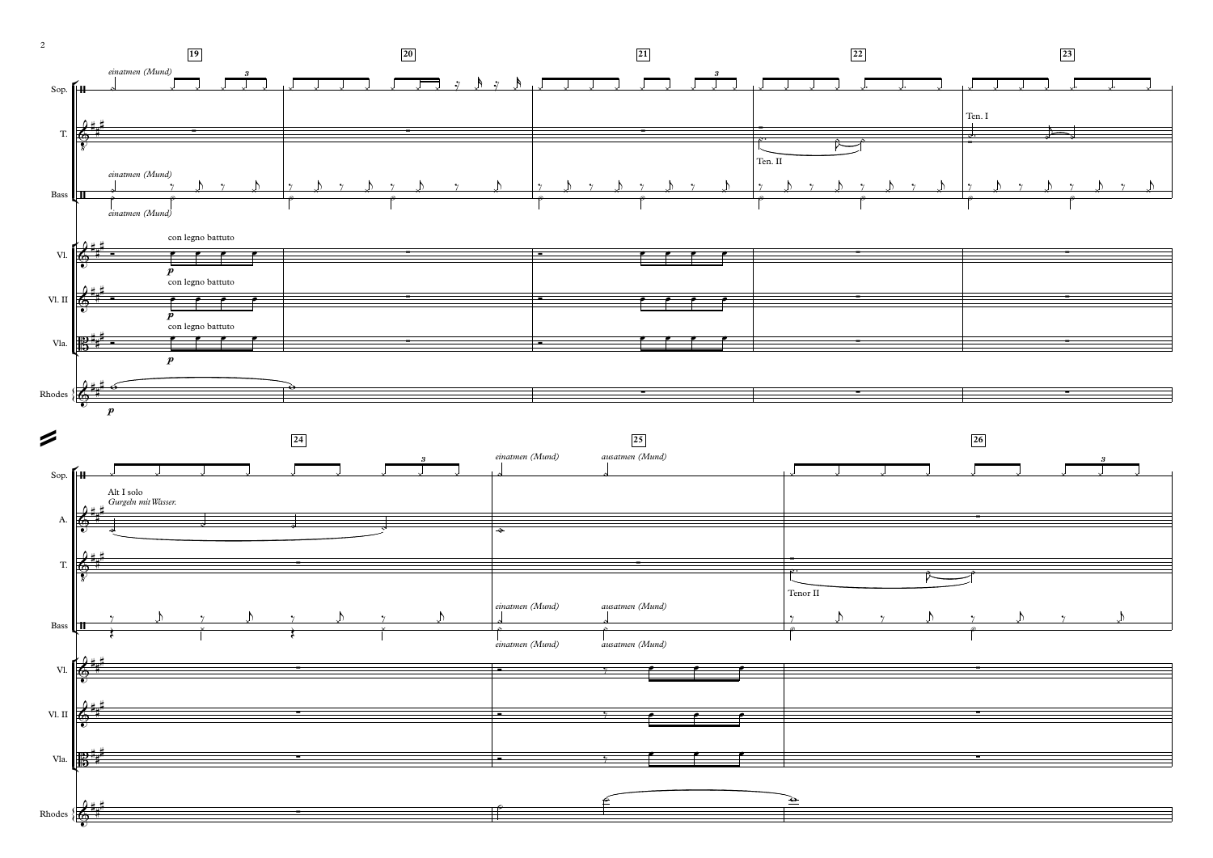19 20 21 22 23

Sop. *einatmen (Mund)*

T.

Ten. I

Ten. II

Bass *einatmen (Mund)*

*einatmen (Mund)*

Vl. con legno battuto *p*

Vl. II con legno battuto *p*

Vla. con legno battuto *p*

Rhodes *p*

24 25 26

Sop. *einatmen (Mund)* *ausatmen (Mund)*

A. Alt I solo *Gurgeln mit Wasser.*

T.

Tenor II

Bass *einatmen (Mund)* *ausatmen (Mund)*

*einatmen (Mund)* *ausatmen (Mund)*

Vl.

Vl. II

Vla.

Rhodes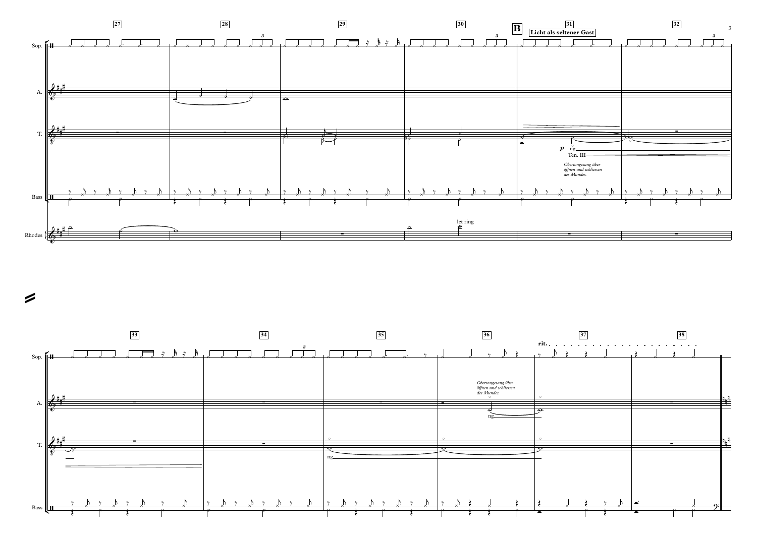27 28 29 30

**B** **Licht als seltener Gast**

31 32

Sop.

A.

T.

*p* ng

Ten. III

*Obertongesang über öffnen und schliessen des Mundes.*

Bass

Rhodes

let ring

33 34 35 36 37 38

rit.

Sop.

*Obertongesang über öffnen und schliessen des Mundes.*

A.

ng

T.

ng

Bass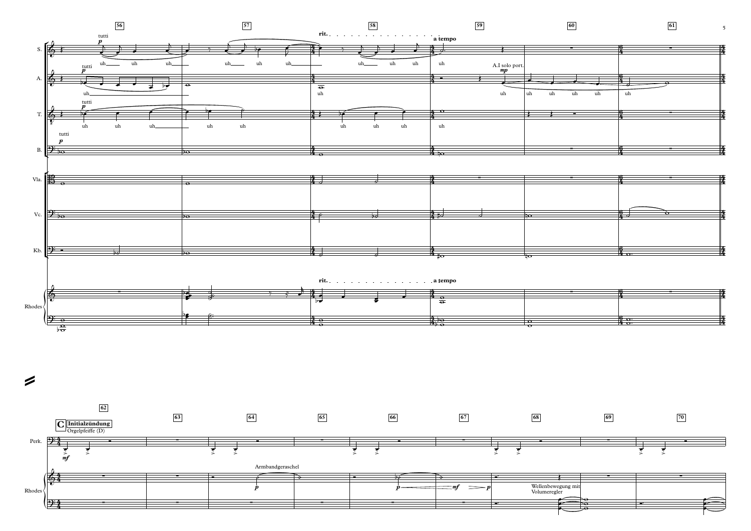56 57 58 59 60 61

rit. . . . . . . . . . . . . . . . . . a tempo

S. tutti *p* uh uh uh uh uh uh uh uh uh uh

A. tutti *p* uh uh A.I solo port. *mp* uh uh uh uh uh uh

T. tutti *p* uh uh uh uh uh uh uh uh uh

B. tutti *p*

Vla.

Vc.

Kb.

rit. . . . . . . . . . . . . . . . . . a tempo

Rhodes

62 63 64 65 66 67 68 69 70

**C** **Initialzündung**

Orgelpfeiffe (D)

Perk. *mf*

Armbandgeraschel

Rhodes *p* *p* *mf* *p*

Wellenbewegung mit Volumeregler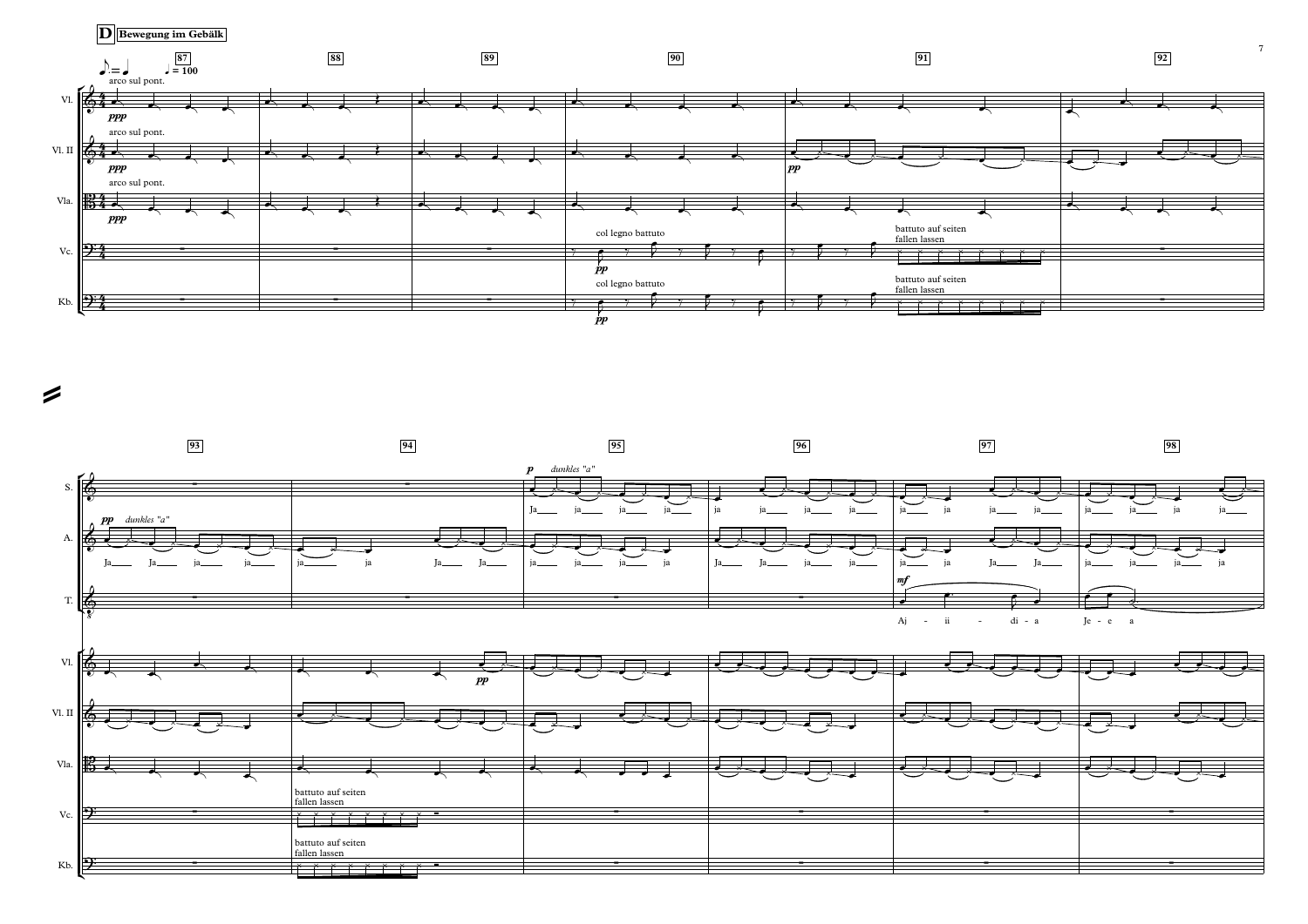**D** Bewegung im Gebälk

87 88 89 90 91 92

♪ = ♩ ♩ = 100

arco sul pont.

Vl.

*ppp*

arco sul pont.

Vl. II

*ppp*

*pp*

arco sul pont.

Vla.

*ppp*

col legno battuto

battuto auf seiten fallen lassen

Vc.

*pp*

col legno battuto

battuto auf seiten fallen lassen

Kb.

*pp*

93 94 95 96 97 98

*p* *dunkles "a"*

S.

Ja ja ja ja ja ja ja ja ja ja ja ja ja ja ja ja ja ja

*pp* *dunkles "a"*

A.

Ja Ja ja ja ja ja Ja Ja ja ja ja ja Ja Ja ja ja ja ja Ja Ja ja ja ja ja

*mf*

T.

Aj - ii - di - a Je - e a

Vl.

*pp*

Vl. II

Vla.

battuto auf seiten fallen lassen

Vc.

battuto auf seiten fallen lassen

Kb.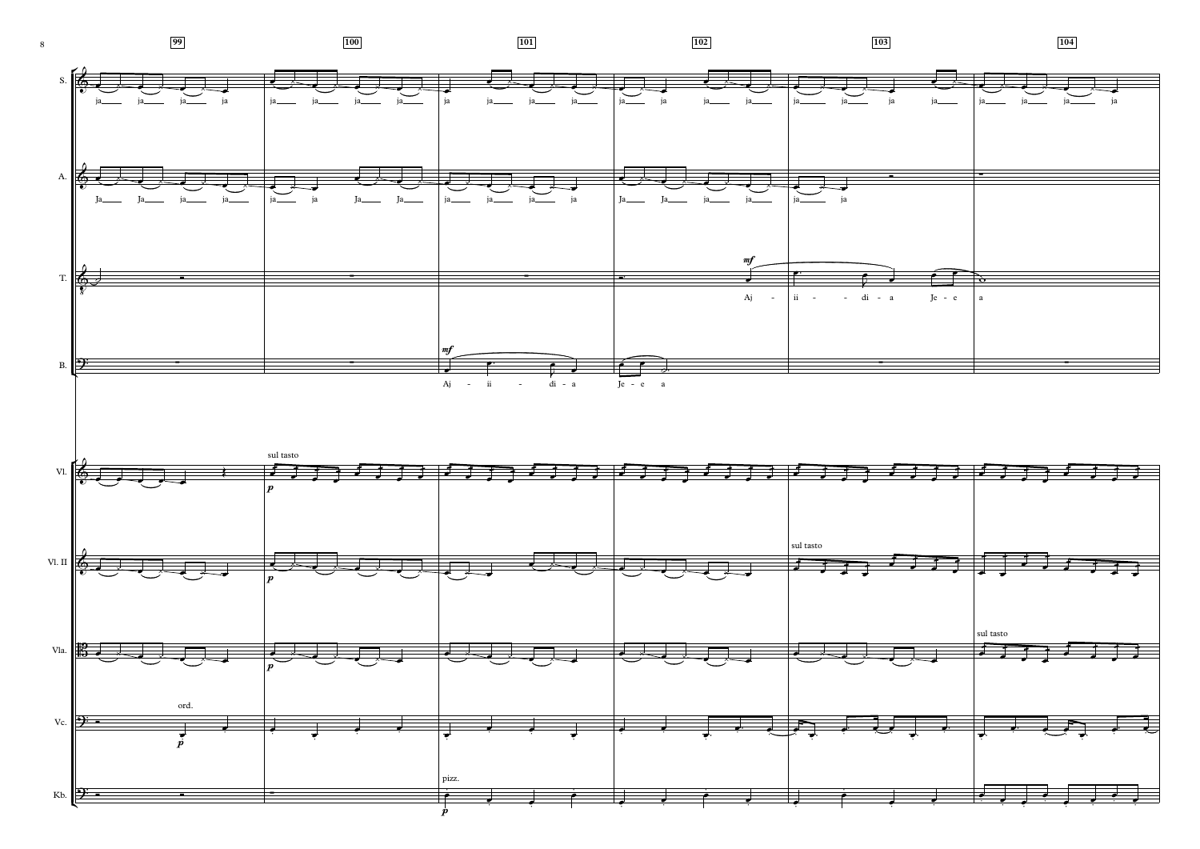99 100 101 102 103 104

S.
ja ja ja ja | ja ja ja ja | ja ja ja ja | ja ja ja ja | ja ja ja ja | ja ja ja ja

A.
Ja Ja ja ja | ja ja Ja Ja | ja ja ja ja | Ja Ja ja ja | ja ja

T.
*mf*
Aj - ii - - di - a Je - e a

B.
*mf*
Aj - ii - di - a Je - e a

Vl.
sul tasto
*p*

Vl. II
*p*
sul tasto

Vla.
*p*
sul tasto

Vc.
ord.
*p*

Kb.
pizz.
*p*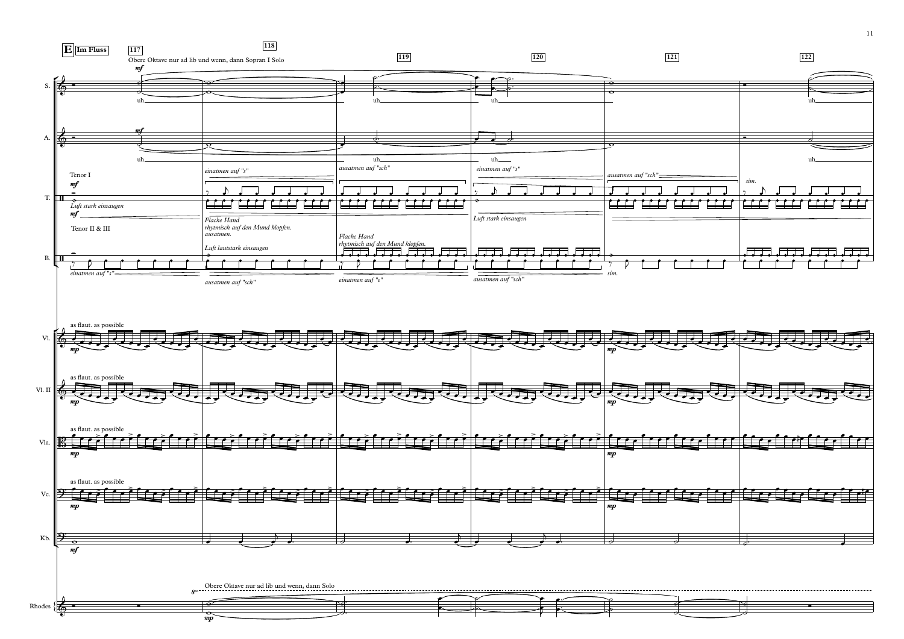**E** **Im Fluss**

117 118 119 120 121 122

Obere Oktave nur ad lib und wenn, dann Sopran I Solo

S. — *mf* — uh

A. — *mf* — uh

T. — Tenor I — *mf* — *Luft stark einsaugen* — *einatmen auf "s"* — *ausatmen auf "sch"* — *Luft stark einsaugen* — *einatmen auf "s"* — *ausatmen auf "sch"* — *sim.*

Tenor II & III — *mf* — *Flache Hand rhytmisch auf den Mund klopfen. ausatmen.* — *Luft lautstark einsaugen* — *Flache Hand rhytmisch auf den Mund klopfen.*

B. — *einatmen auf "s"* — *ausatmen auf "sch"* — *einatmen auf "s"* — *ausatmen auf "sch"* — *sim.*

Vl. — as flaut. as possible — *mp*

Vl. II — as flaut. as possible — *mp*

Vla. — as flaut. as possible — *mp*

Vc. — as flaut. as possible — *mp*

Kb. — *mf*

Rhodes — Obere Oktave nur ad lib und wenn, dann Solo — *mp*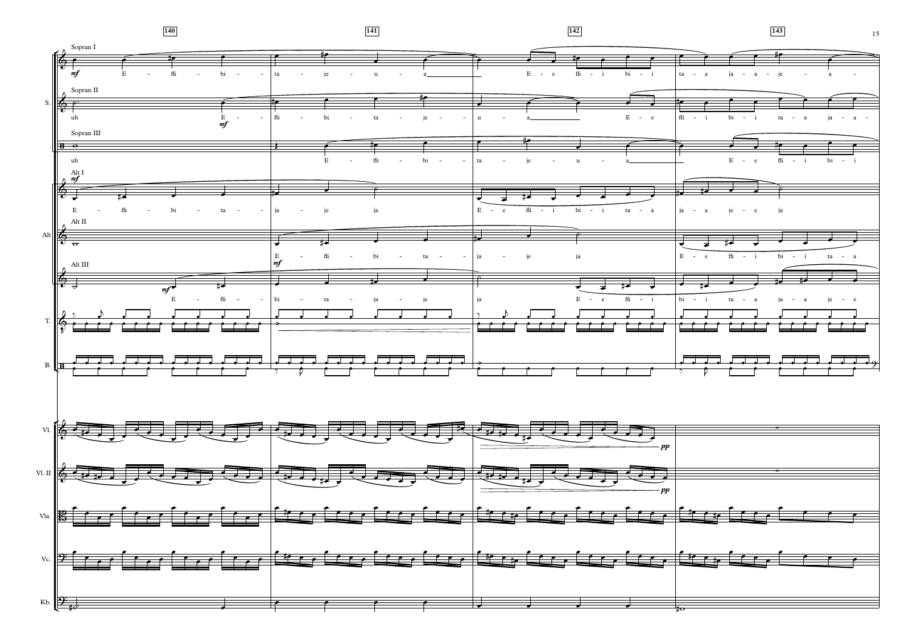**140** **141** **142** **143**

**S.**

Sopran I (*mf*): E - fli - bi - ta - je - u - a___ E - e fli - i bi - i ta - a ja - a - je - a -

Sopran II: uh E - (*mf*) fli - bi - ta - je - u - a___ E - e fli - i bi - i ta - a ja - a -

Sopran III: uh E - fli - bi - ta - je - u - a___ E - e fli - i bi - i

**Alt**

Alt I (*mf*): E - fli - bi - ta - ja - je ja E - e fli - i bi - i ta - a ja - a je - e ja

Alt II: E - (*mf*) fli - bi - ta - ja - je ja E - e fli - i bi - i ta - a

Alt III: (*mf*) E - fli - bi - ta - ja - je ja E - e fli - i bi - i ta - a ja - a je - e

**T.**

**B.**

**Vl.** *pp*

**Vl. II** *pp*

**Vla.**

**Vc.**

**Kb.**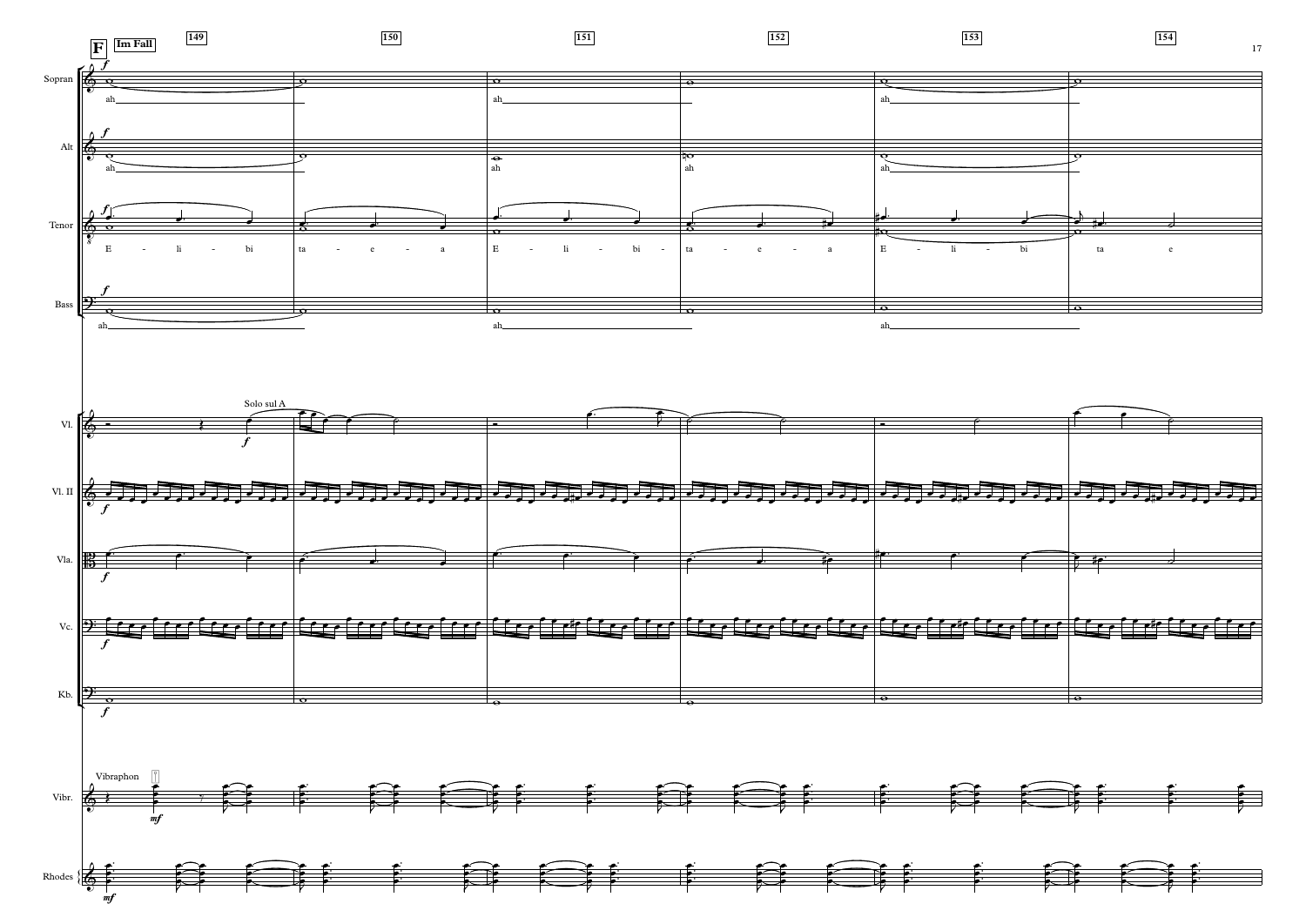**F** **Im Fall**

149 150 151 152 153 154

Sopran — *f* — ah\_\_\_ ah\_\_\_ ah\_\_\_

Alt — *f* — ah\_\_\_ ah ah ah\_\_\_

Tenor — *f* — E - li - bi ta - e - a E - li - bi - ta - e - a E - li - bi ta e

Bass — *f* — ah\_\_\_ ah\_\_\_ ah\_\_\_

Vl. — Solo sul A — *f*

Vl. II — *f*

Vla. — *f*

Vc. — *f*

Kb. — *f*

Vibr. — Vibraphon — *mf*

Rhodes — *mf*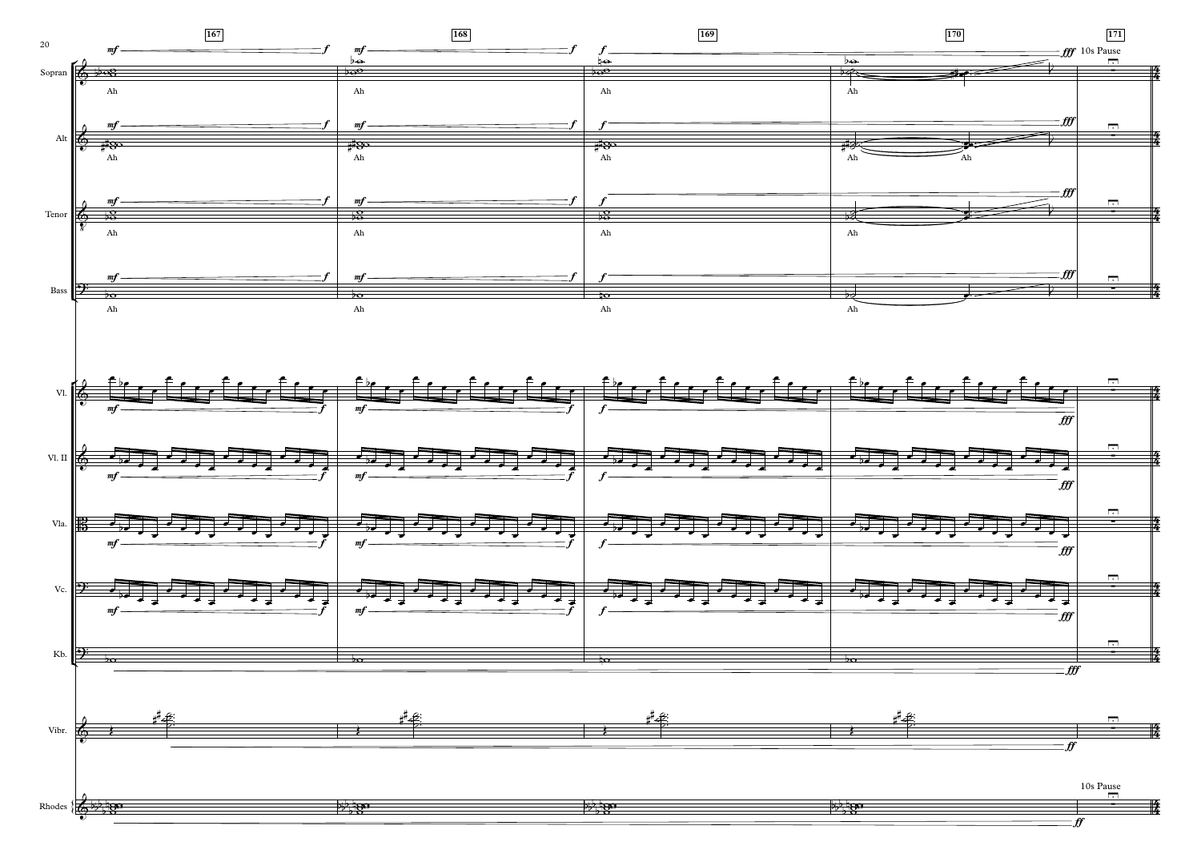167 168 169 170 171

10s Pause

Sopran: Ah Ah Ah Ah

Alt: Ah Ah Ah Ah Ah

Tenor: Ah Ah Ah Ah

Bass: Ah Ah Ah Ah

Vl.

Vl. II

Vla.

Vc.

Kb.

Vibr.

Rhodes

10s Pause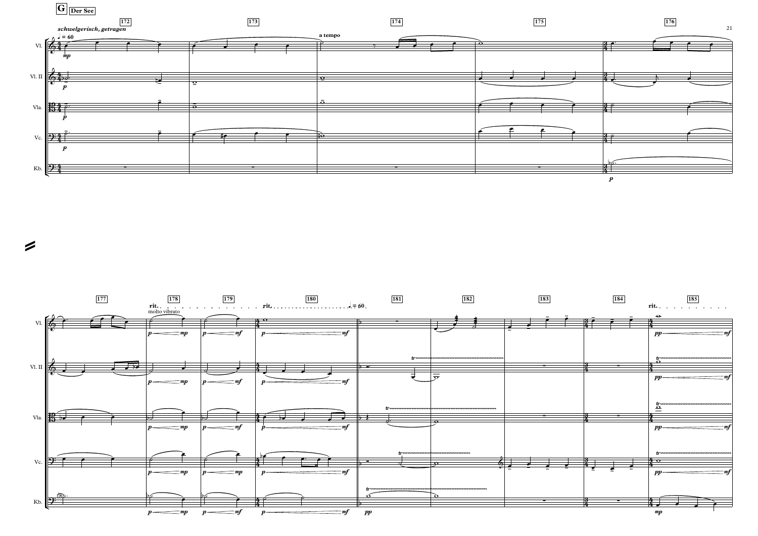**G** **Der See**

*schwelgerisch, getragen*

♩ = 60

172 173 174 175 176

a tempo

Vl.

Vl. II

Vla.

Vc.

Kb.

177 178 179 180 181 182 183 184 185

rit. rit. ♩ = 60 rit.

molto vibrato